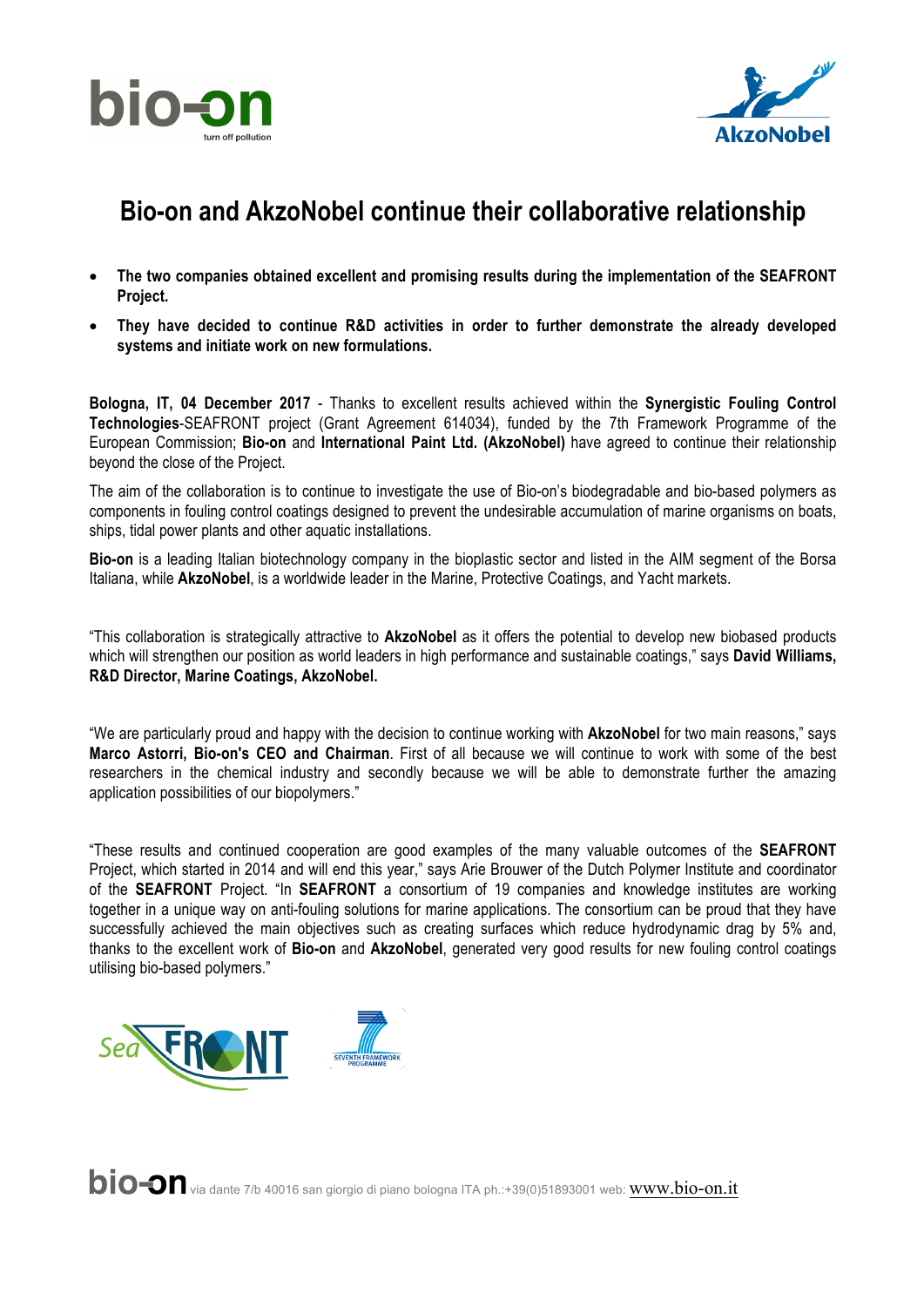# Bio-on and AkzoNobel continue their collaborative relationship

- **The two companies obtained excellent and promising results during the implementation of the SEAFRONT Project.**
- **They have decided to continue R&D activities in order to further demonstrate the already developed systems and initiate work on new formulations.**

**Bologna, IT, 04 December 2017** - Thanks to excellent results achieved within the **Synergistic Fouling Control Technologies**-SEAFRONT project (Grant Agreement 614034), funded by the 7th Framework Programme of the European Commission; **Bio-on** and **International Paint Ltd. (AkzoNobel)** have agreed to continue their relationship beyond the close of the Project.

The aim of the collaboration is to continue to investigate the use of Bio-on's biodegradable and bio-based polymers as components in fouling control coatings designed to prevent the undesirable accumulation of marine organisms on boats, ships, tidal power plants and other aquatic installations.

**Bio-on** is a leading Italian biotechnology company in the bioplastic sector and listed in the AIM segment of the Borsa Italiana, while **AkzoNobel**, is a worldwide leader in the Marine, Protective Coatings, and Yacht markets.

"This collaboration is strategically attractive to **AkzoNobel** as it offers the potential to develop new biobased products which will strengthen our position as world leaders in high performance and sustainable coatings," says **David Williams, R&D Director, Marine Coatings, AkzoNobel.**

"We are particularly proud and happy with the decision to continue working with **AkzoNobel** for two main reasons," says **Marco Astorri, Bio-on's CEO and Chairman**. First of all because we will continue to work with some of the best researchers in the chemical industry and secondly because we will be able to demonstrate further the amazing application possibilities of our biopolymers."

"These results and continued cooperation are good examples of the many valuable outcomes of the **SEAFRONT** Project, which started in 2014 and will end this year," says Arie Brouwer of the Dutch Polymer Institute and coordinator of the **SEAFRONT** Project. "In **SEAFRONT** a consortium of 19 companies and knowledge institutes are working together in a unique way on anti-fouling solutions for marine applications. The consortium can be proud that they have successfully achieved the main objectives such as creating surfaces which reduce hydrodynamic drag by 5% and, thanks to the excellent work of **Bio-on** and **AkzoNobel**, generated very good results for new fouling control coatings utilising bio-based polymers."

bio-on via dante 7/b 40016 san giorgio di piano bologna ITA ph.:+39(0)51893001 web: www.bio-on.it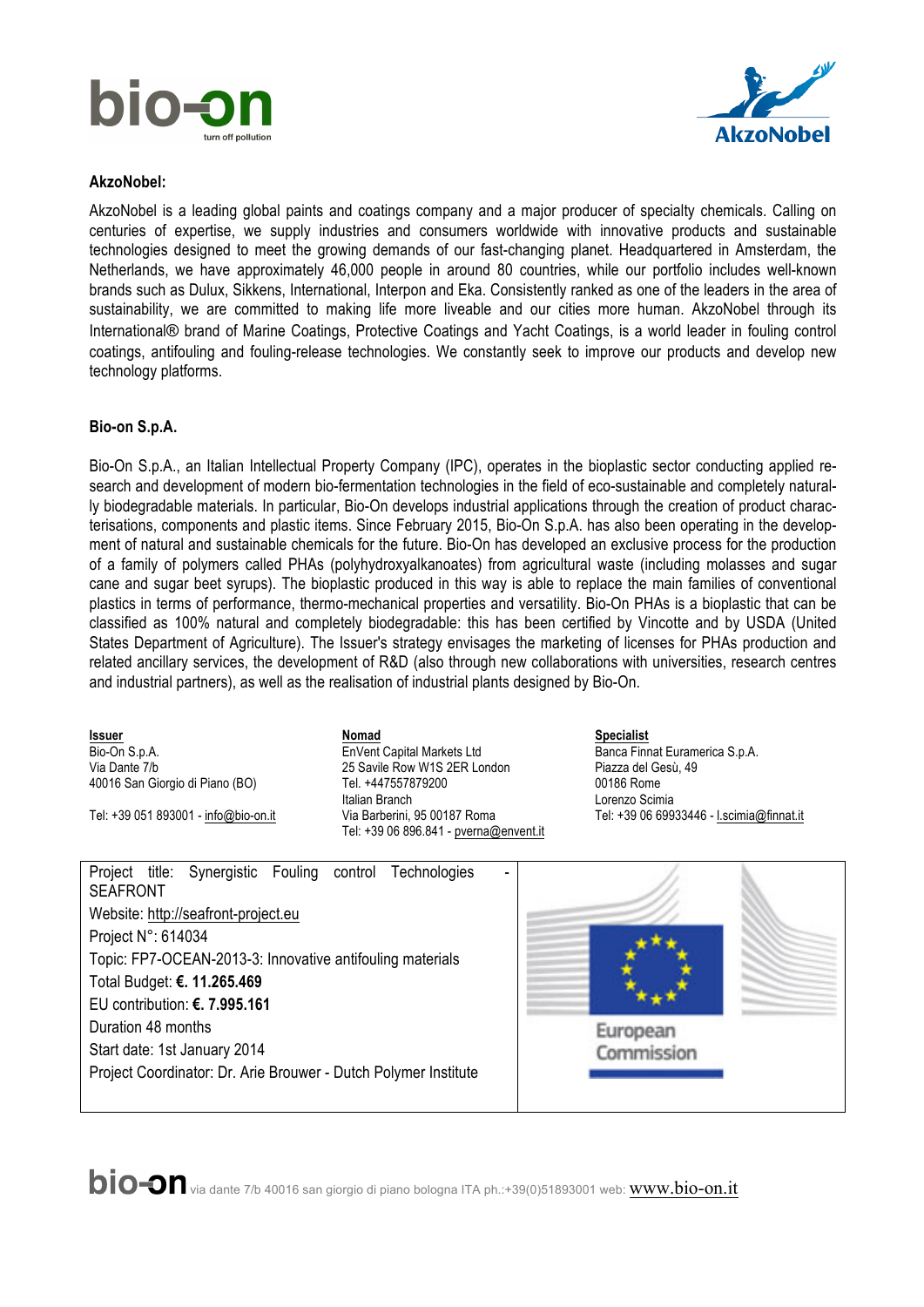### AkzoNobel:

AkzoNobel is a leading global paints and coatings company and a major producer of specialty chemicals. Calling on centuries of expertise, we supply industries and consumers worldwide with innovative products and sustainable technologies designed to meet the growing demands of our fast-changing planet. Headquartered in Amsterdam, the Netherlands, we have approximately 46,000 people in around 80 countries, while our portfolio includes well-known brands such as Dulux, Sikkens, International, Interpon and Eka. Consistently ranked as one of the leaders in the area of sustainability, we are committed to making life more liveable and our cities more human. AkzoNobel through its International® brand of Marine Coatings, Protective Coatings and Yacht Coatings, is a world leader in fouling control coatings, antifouling and fouling-release technologies. We constantly seek to improve our products and develop new technology platforms.

### Bio-on S.p.A.

Bio-On S.p.A., an Italian Intellectual Property Company (IPC), operates in the bioplastic sector conducting applied research and development of modern bio-fermentation technologies in the field of eco-sustainable and completely naturally biodegradable materials. In particular, Bio-On develops industrial applications through the creation of product characterisations, components and plastic items. Since February 2015, Bio-On S.p.A. has also been operating in the development of natural and sustainable chemicals for the future. Bio-On has developed an exclusive process for the production of a family of polymers called PHAs (polyhydroxyalkanoates) from agricultural waste (including molasses and sugar cane and sugar beet syrups). The bioplastic produced in this way is able to replace the main families of conventional plastics in terms of performance, thermo-mechanical properties and versatility. Bio-On PHAs is a bioplastic that can be classified as 100% natural and completely biodegradable: this has been certified by Vincotte and by USDA (United States Department of Agriculture). The Issuer's strategy envisages the marketing of licenses for PHAs production and related ancillary services, the development of R&D (also through new collaborations with universities, research centres and industrial partners), as well as the realisation of industrial plants designed by Bio-On.

**Issuer**
Bio-On S.p.A.
Via Dante 7/b
40016 San Giorgio di Piano (BO)

Tel: +39 051 893001 - info@bio-on.it

**Nomad**
EnVent Capital Markets Ltd
25 Savile Row W1S 2ER London
Tel. +447557879200
Italian Branch
Via Barberini, 95 00187 Roma
Tel: +39 06 896.841 - pverna@envent.it

**Specialist**
Banca Finnat Euramerica S.p.A.
Piazza del Gesù, 49
00186 Rome
Lorenzo Scimia
Tel: +39 06 69933446 - l.scimia@finnat.it

Project title: Synergistic Fouling control Technologies - SEAFRONT
Website: http://seafront-project.eu
Project N°: 614034
Topic: FP7-OCEAN-2013-3: Innovative antifouling materials
Total Budget: **€. 11.265.469**
EU contribution: **€. 7.995.161**
Duration 48 months
Start date: 1st January 2014
Project Coordinator: Dr. Arie Brouwer - Dutch Polymer Institute

European Commission